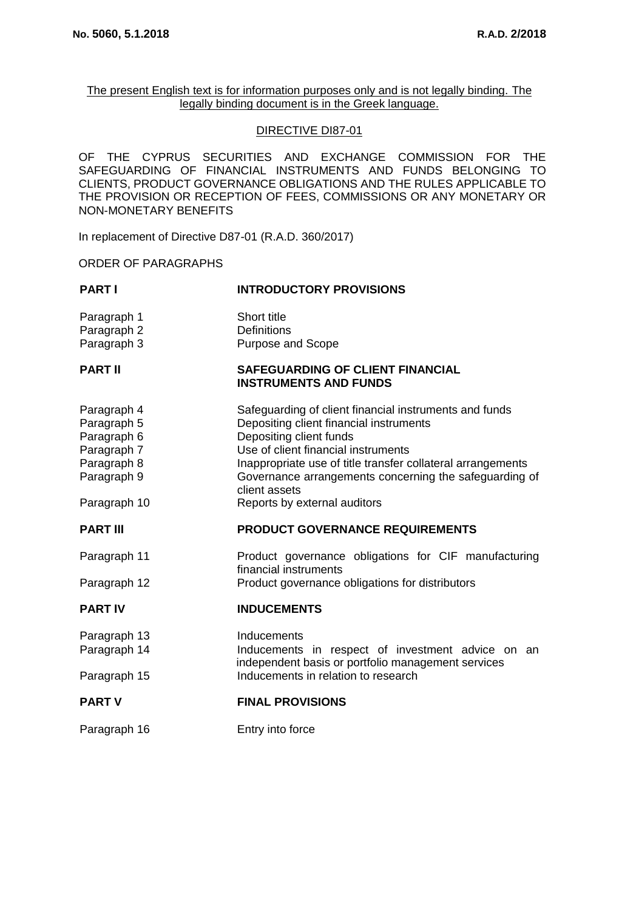The present English text is for information purposes only and is not legally binding. The legally binding document is in the Greek language.

DIRECTIVE DI87-01

OF THE CYPRUS SECURITIES AND EXCHANGE COMMISSION FOR THE SAFEGUARDING OF FINANCIAL INSTRUMENTS AND FUNDS BELONGING TO CLIENTS, PRODUCT GOVERNANCE OBLIGATIONS AND THE RULES APPLICABLE TO THE PROVISION OR RECEPTION OF FEES, COMMISSIONS OR ANY MONETARY OR NON-MONETARY BENEFITS

In replacement of Directive D87-01 (R.A.D. 360/2017)

ORDER OF PARAGRAPHS

| | |
|---|---|
| **PART I** | **INTRODUCTORY PROVISIONS** |
| Paragraph 1 | Short title |
| Paragraph 2 | Definitions |
| Paragraph 3 | Purpose and Scope |
| **PART II** | **SAFEGUARDING OF CLIENT FINANCIAL INSTRUMENTS AND FUNDS** |
| Paragraph 4 | Safeguarding of client financial instruments and funds |
| Paragraph 5 | Depositing client financial instruments |
| Paragraph 6 | Depositing client funds |
| Paragraph 7 | Use of client financial instruments |
| Paragraph 8 | Inappropriate use of title transfer collateral arrangements |
| Paragraph 9 | Governance arrangements concerning the safeguarding of client assets |
| Paragraph 10 | Reports by external auditors |
| **PART III** | **PRODUCT GOVERNANCE REQUIREMENTS** |
| Paragraph 11 | Product governance obligations for CIF manufacturing financial instruments |
| Paragraph 12 | Product governance obligations for distributors |
| **PART IV** | **INDUCEMENTS** |
| Paragraph 13 | Inducements |
| Paragraph 14 | Inducements in respect of investment advice on an independent basis or portfolio management services |
| Paragraph 15 | Inducements in relation to research |
| **PART V** | **FINAL PROVISIONS** |
| Paragraph 16 | Entry into force |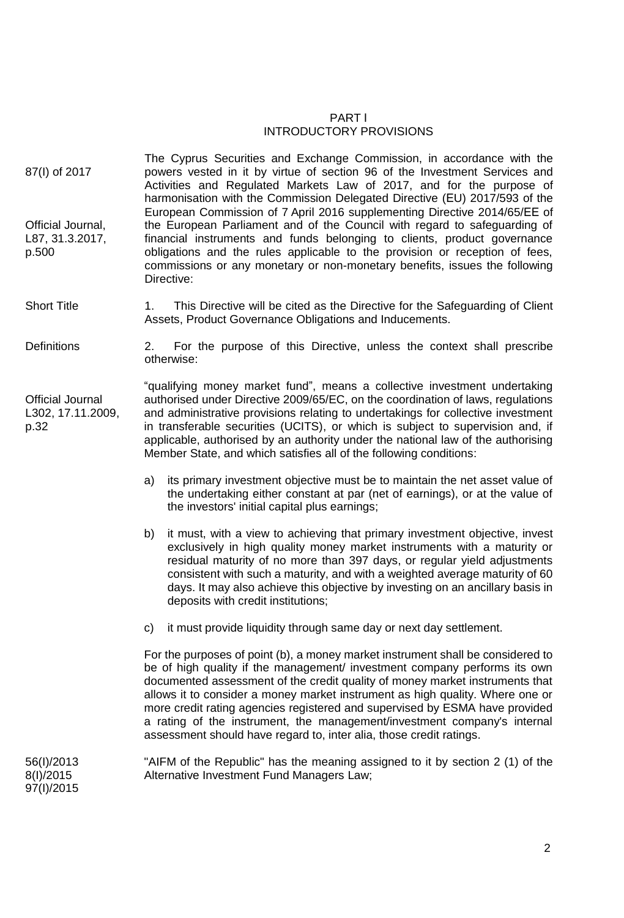# PART I
## INTRODUCTORY PROVISIONS

87(I) of 2017

Official Journal, L87, 31.3.2017, p.500

The Cyprus Securities and Exchange Commission, in accordance with the powers vested in it by virtue of section 96 of the Investment Services and Activities and Regulated Markets Law of 2017, and for the purpose of harmonisation with the Commission Delegated Directive (EU) 2017/593 of the European Commission of 7 April 2016 supplementing Directive 2014/65/EE of the European Parliament and of the Council with regard to safeguarding of financial instruments and funds belonging to clients, product governance obligations and the rules applicable to the provision or reception of fees, commissions or any monetary or non-monetary benefits, issues the following Directive:

Short Title

1. This Directive will be cited as the Directive for the Safeguarding of Client Assets, Product Governance Obligations and Inducements.

Definitions

2. For the purpose of this Directive, unless the context shall prescribe otherwise:

Official Journal L302, 17.11.2009, p.32

"qualifying money market fund", means a collective investment undertaking authorised under Directive 2009/65/EC, on the coordination of laws, regulations and administrative provisions relating to undertakings for collective investment in transferable securities (UCITS), or which is subject to supervision and, if applicable, authorised by an authority under the national law of the authorising Member State, and which satisfies all of the following conditions:

a) its primary investment objective must be to maintain the net asset value of the undertaking either constant at par (net of earnings), or at the value of the investors' initial capital plus earnings;

b) it must, with a view to achieving that primary investment objective, invest exclusively in high quality money market instruments with a maturity or residual maturity of no more than 397 days, or regular yield adjustments consistent with such a maturity, and with a weighted average maturity of 60 days. It may also achieve this objective by investing on an ancillary basis in deposits with credit institutions;

c) it must provide liquidity through same day or next day settlement.

For the purposes of point (b), a money market instrument shall be considered to be of high quality if the management/ investment company performs its own documented assessment of the credit quality of money market instruments that allows it to consider a money market instrument as high quality. Where one or more credit rating agencies registered and supervised by ESMA have provided a rating of the instrument, the management/investment company's internal assessment should have regard to, inter alia, those credit ratings.

56(I)/2013
8(I)/2015
97(I)/2015

"AIFM of the Republic" has the meaning assigned to it by section 2 (1) of the Alternative Investment Fund Managers Law;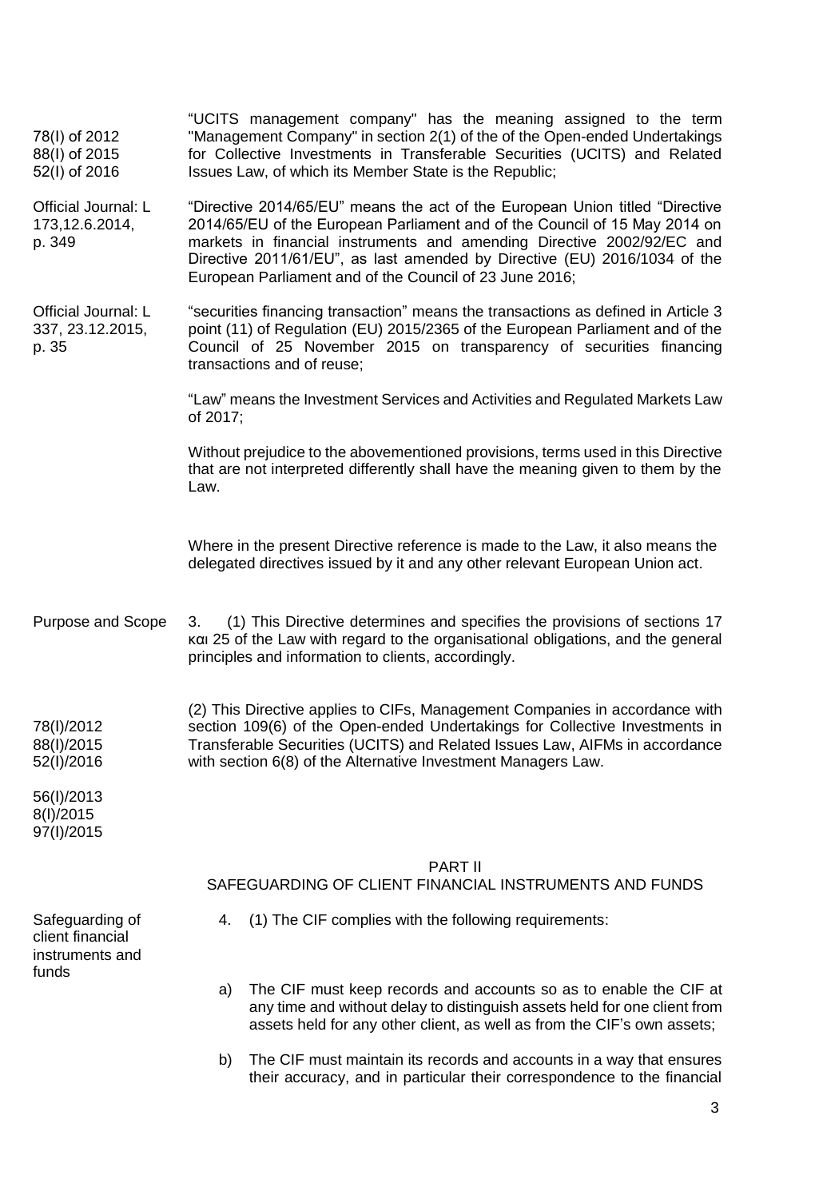78(I) of 2012
88(I) of 2015
52(I) of 2016

"UCITS management company" has the meaning assigned to the term "Management Company" in section 2(1) of the of the Open-ended Undertakings for Collective Investments in Transferable Securities (UCITS) and Related Issues Law, of which its Member State is the Republic;

Official Journal: L 173,12.6.2014, p. 349

"Directive 2014/65/EU" means the act of the European Union titled "Directive 2014/65/EU of the European Parliament and of the Council of 15 May 2014 on markets in financial instruments and amending Directive 2002/92/EC and Directive 2011/61/EU", as last amended by Directive (EU) 2016/1034 of the European Parliament and of the Council of 23 June 2016;

Official Journal: L 337, 23.12.2015, p. 35

"securities financing transaction" means the transactions as defined in Article 3 point (11) of Regulation (EU) 2015/2365 of the European Parliament and of the Council of 25 November 2015 on transparency of securities financing transactions and of reuse;

"Law" means the Investment Services and Activities and Regulated Markets Law of 2017;

Without prejudice to the abovementioned provisions, terms used in this Directive that are not interpreted differently shall have the meaning given to them by the Law.

Where in the present Directive reference is made to the Law, it also means the delegated directives issued by it and any other relevant European Union act.

Purpose and Scope

3. (1) This Directive determines and specifies the provisions of sections 17 και 25 of the Law with regard to the organisational obligations, and the general principles and information to clients, accordingly.

78(I)/2012
88(I)/2015
52(I)/2016

56(I)/2013
8(I)/2015
97(I)/2015

(2) This Directive applies to CIFs, Management Companies in accordance with section 109(6) of the Open-ended Undertakings for Collective Investments in Transferable Securities (UCITS) and Related Issues Law, AIFMs in accordance with section 6(8) of the Alternative Investment Managers Law.

## PART II
## SAFEGUARDING OF CLIENT FINANCIAL INSTRUMENTS AND FUNDS

Safeguarding of client financial instruments and funds

4. (1) The CIF complies with the following requirements:

a) The CIF must keep records and accounts so as to enable the CIF at any time and without delay to distinguish assets held for one client from assets held for any other client, as well as from the CIF's own assets;

b) The CIF must maintain its records and accounts in a way that ensures their accuracy, and in particular their correspondence to the financial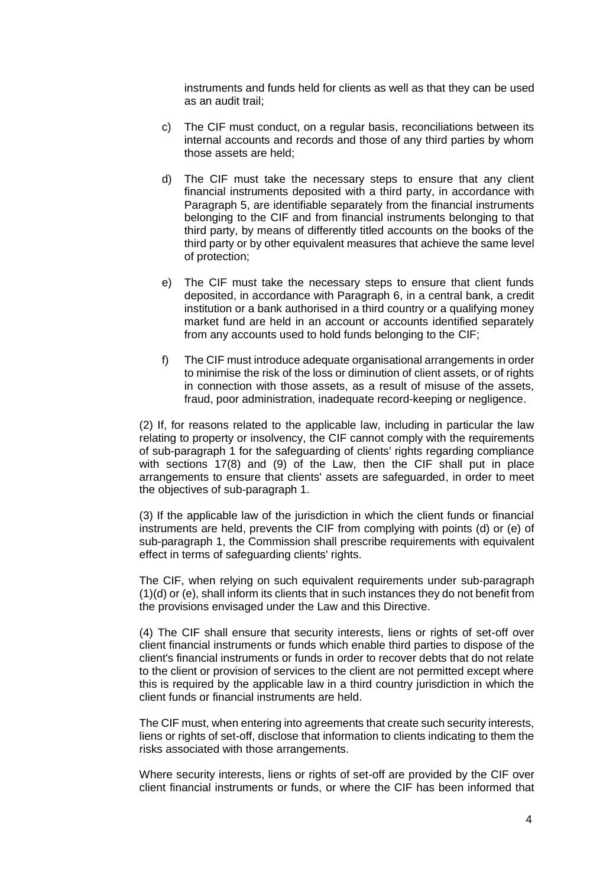instruments and funds held for clients as well as that they can be used as an audit trail;

c) The CIF must conduct, on a regular basis, reconciliations between its internal accounts and records and those of any third parties by whom those assets are held;

d) The CIF must take the necessary steps to ensure that any client financial instruments deposited with a third party, in accordance with Paragraph 5, are identifiable separately from the financial instruments belonging to the CIF and from financial instruments belonging to that third party, by means of differently titled accounts on the books of the third party or by other equivalent measures that achieve the same level of protection;

e) The CIF must take the necessary steps to ensure that client funds deposited, in accordance with Paragraph 6, in a central bank, a credit institution or a bank authorised in a third country or a qualifying money market fund are held in an account or accounts identified separately from any accounts used to hold funds belonging to the CIF;

f) The CIF must introduce adequate organisational arrangements in order to minimise the risk of the loss or diminution of client assets, or of rights in connection with those assets, as a result of misuse of the assets, fraud, poor administration, inadequate record-keeping or negligence.

(2) If, for reasons related to the applicable law, including in particular the law relating to property or insolvency, the CIF cannot comply with the requirements of sub-paragraph 1 for the safeguarding of clients' rights regarding compliance with sections 17(8) and (9) of the Law, then the CIF shall put in place arrangements to ensure that clients' assets are safeguarded, in order to meet the objectives of sub-paragraph 1.

(3) If the applicable law of the jurisdiction in which the client funds or financial instruments are held, prevents the CIF from complying with points (d) or (e) of sub-paragraph 1, the Commission shall prescribe requirements with equivalent effect in terms of safeguarding clients' rights.

The CIF, when relying on such equivalent requirements under sub-paragraph (1)(d) or (e), shall inform its clients that in such instances they do not benefit from the provisions envisaged under the Law and this Directive.

(4) The CIF shall ensure that security interests, liens or rights of set-off over client financial instruments or funds which enable third parties to dispose of the client's financial instruments or funds in order to recover debts that do not relate to the client or provision of services to the client are not permitted except where this is required by the applicable law in a third country jurisdiction in which the client funds or financial instruments are held.

The CIF must, when entering into agreements that create such security interests, liens or rights of set-off, disclose that information to clients indicating to them the risks associated with those arrangements.

Where security interests, liens or rights of set-off are provided by the CIF over client financial instruments or funds, or where the CIF has been informed that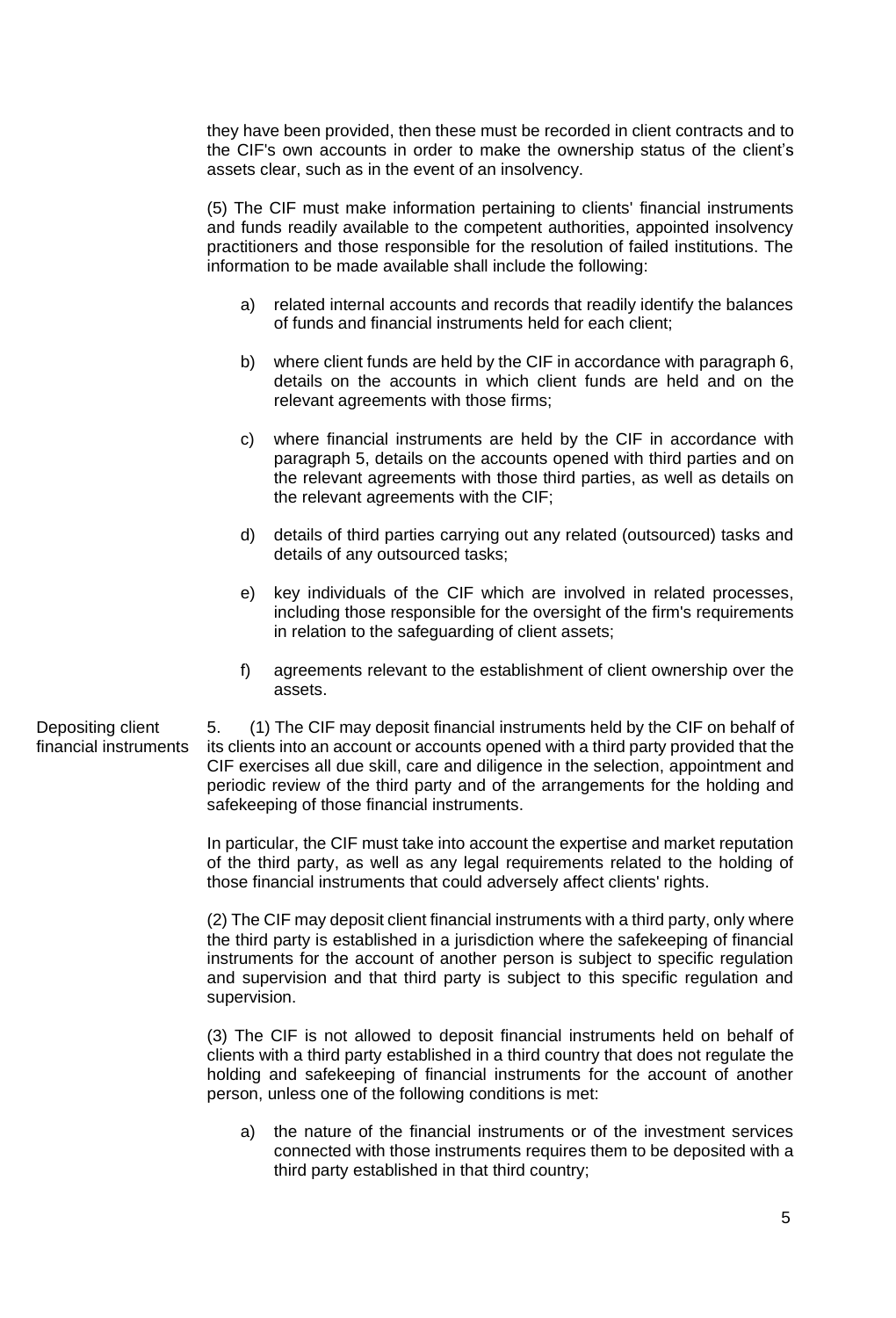they have been provided, then these must be recorded in client contracts and to the CIF's own accounts in order to make the ownership status of the client's assets clear, such as in the event of an insolvency.

(5) The CIF must make information pertaining to clients' financial instruments and funds readily available to the competent authorities, appointed insolvency practitioners and those responsible for the resolution of failed institutions. The information to be made available shall include the following:

a) related internal accounts and records that readily identify the balances of funds and financial instruments held for each client;

b) where client funds are held by the CIF in accordance with paragraph 6, details on the accounts in which client funds are held and on the relevant agreements with those firms;

c) where financial instruments are held by the CIF in accordance with paragraph 5, details on the accounts opened with third parties and on the relevant agreements with those third parties, as well as details on the relevant agreements with the CIF;

d) details of third parties carrying out any related (outsourced) tasks and details of any outsourced tasks;

e) key individuals of the CIF which are involved in related processes, including those responsible for the oversight of the firm's requirements in relation to the safeguarding of client assets;

f) agreements relevant to the establishment of client ownership over the assets.

**Depositing client financial instruments**

5. (1) The CIF may deposit financial instruments held by the CIF on behalf of its clients into an account or accounts opened with a third party provided that the CIF exercises all due skill, care and diligence in the selection, appointment and periodic review of the third party and of the arrangements for the holding and safekeeping of those financial instruments.

In particular, the CIF must take into account the expertise and market reputation of the third party, as well as any legal requirements related to the holding of those financial instruments that could adversely affect clients' rights.

(2) The CIF may deposit client financial instruments with a third party, only where the third party is established in a jurisdiction where the safekeeping of financial instruments for the account of another person is subject to specific regulation and supervision and that third party is subject to this specific regulation and supervision.

(3) The CIF is not allowed to deposit financial instruments held on behalf of clients with a third party established in a third country that does not regulate the holding and safekeeping of financial instruments for the account of another person, unless one of the following conditions is met:

a) the nature of the financial instruments or of the investment services connected with those instruments requires them to be deposited with a third party established in that third country;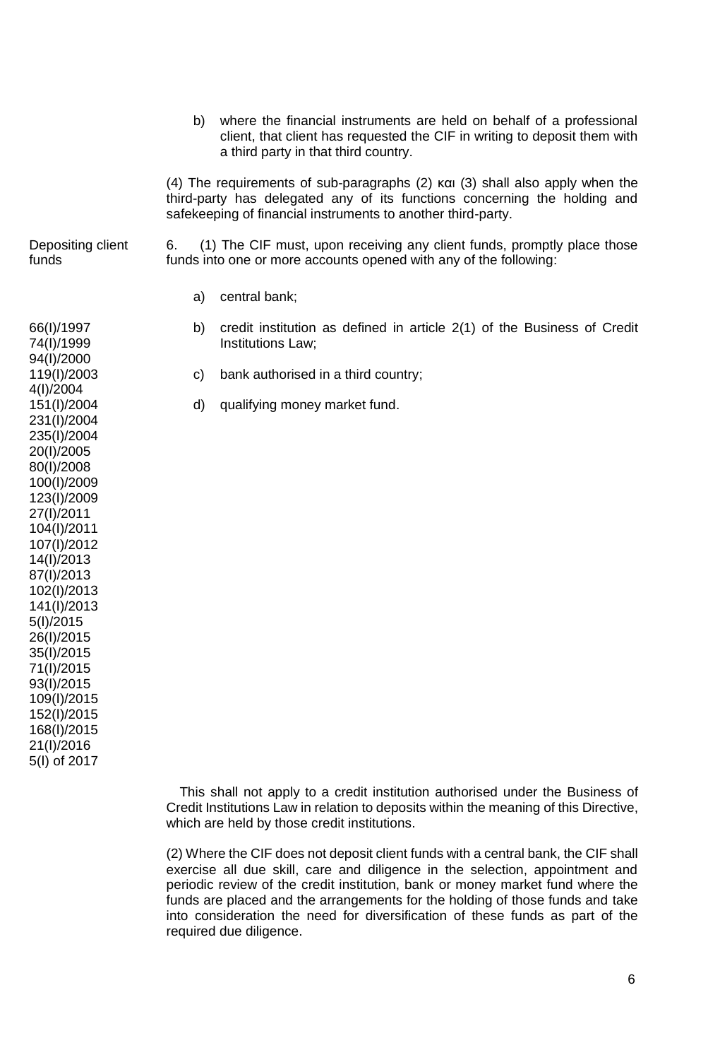b) where the financial instruments are held on behalf of a professional client, that client has requested the CIF in writing to deposit them with a third party in that third country.

(4) The requirements of sub-paragraphs (2) και (3) shall also apply when the third-party has delegated any of its functions concerning the holding and safekeeping of financial instruments to another third-party.

Depositing client funds

6. (1) The CIF must, upon receiving any client funds, promptly place those funds into one or more accounts opened with any of the following:

a) central bank;

b) credit institution as defined in article 2(1) of the Business of Credit Institutions Law;

c) bank authorised in a third country;

d) qualifying money market fund.

66(I)/1997
74(I)/1999
94(I)/2000
119(I)/2003
4(I)/2004
151(I)/2004
231(I)/2004
235(I)/2004
20(I)/2005
80(I)/2008
100(I)/2009
123(I)/2009
27(I)/2011
104(I)/2011
107(I)/2012
14(I)/2013
87(I)/2013
102(I)/2013
141(I)/2013
5(I)/2015
26(I)/2015
35(I)/2015
71(I)/2015
93(I)/2015
109(I)/2015
152(I)/2015
168(I)/2015
21(I)/2016
5(I) of 2017

This shall not apply to a credit institution authorised under the Business of Credit Institutions Law in relation to deposits within the meaning of this Directive, which are held by those credit institutions.

(2) Where the CIF does not deposit client funds with a central bank, the CIF shall exercise all due skill, care and diligence in the selection, appointment and periodic review of the credit institution, bank or money market fund where the funds are placed and the arrangements for the holding of those funds and take into consideration the need for diversification of these funds as part of the required due diligence.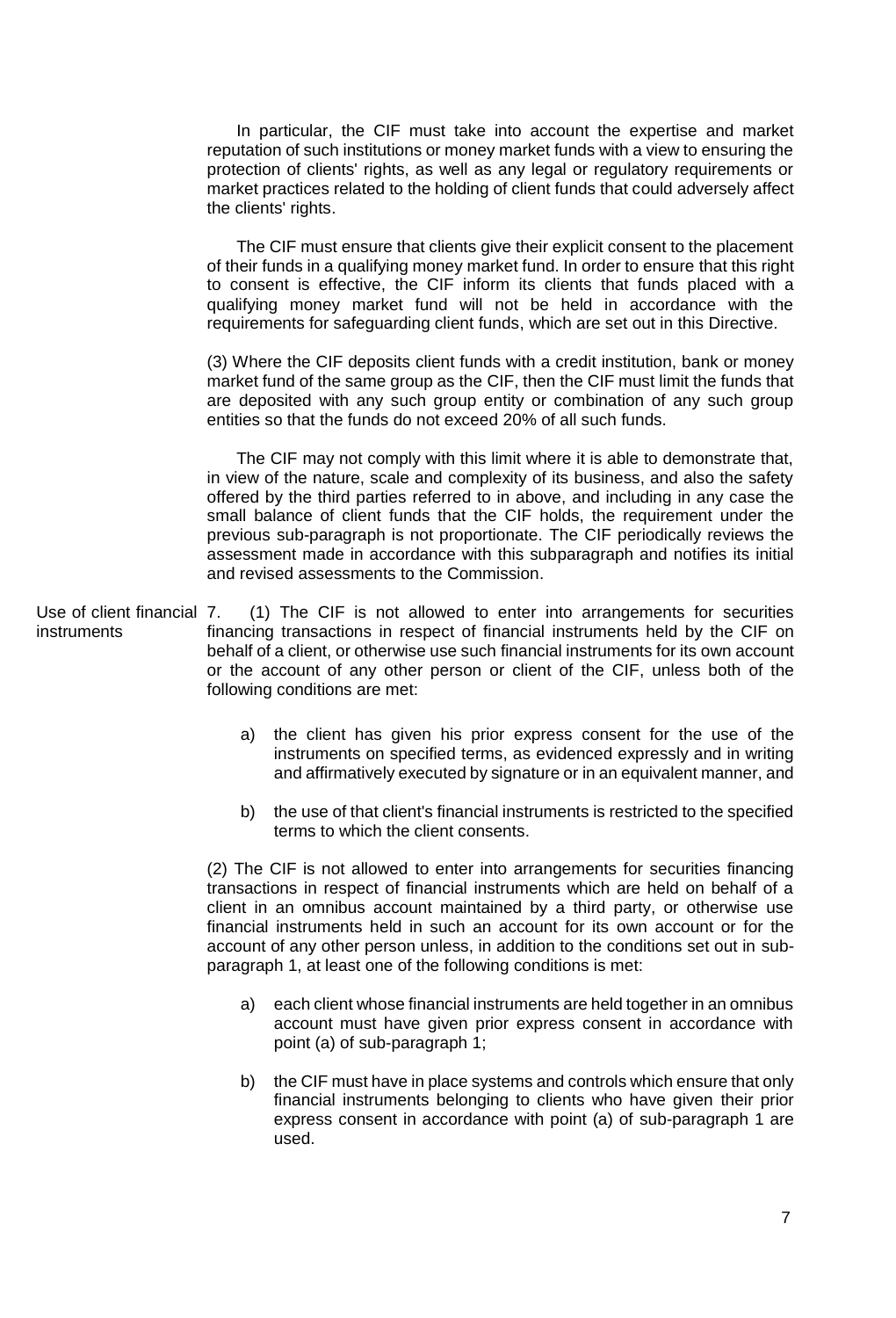In particular, the CIF must take into account the expertise and market reputation of such institutions or money market funds with a view to ensuring the protection of clients' rights, as well as any legal or regulatory requirements or market practices related to the holding of client funds that could adversely affect the clients' rights.

The CIF must ensure that clients give their explicit consent to the placement of their funds in a qualifying money market fund. In order to ensure that this right to consent is effective, the CIF inform its clients that funds placed with a qualifying money market fund will not be held in accordance with the requirements for safeguarding client funds, which are set out in this Directive.

(3) Where the CIF deposits client funds with a credit institution, bank or money market fund of the same group as the CIF, then the CIF must limit the funds that are deposited with any such group entity or combination of any such group entities so that the funds do not exceed 20% of all such funds.

The CIF may not comply with this limit where it is able to demonstrate that, in view of the nature, scale and complexity of its business, and also the safety offered by the third parties referred to in above, and including in any case the small balance of client funds that the CIF holds, the requirement under the previous sub-paragraph is not proportionate. The CIF periodically reviews the assessment made in accordance with this subparagraph and notifies its initial and revised assessments to the Commission.

**Use of client financial instruments**

7. (1) The CIF is not allowed to enter into arrangements for securities financing transactions in respect of financial instruments held by the CIF on behalf of a client, or otherwise use such financial instruments for its own account or the account of any other person or client of the CIF, unless both of the following conditions are met:

a) the client has given his prior express consent for the use of the instruments on specified terms, as evidenced expressly and in writing and affirmatively executed by signature or in an equivalent manner, and

b) the use of that client's financial instruments is restricted to the specified terms to which the client consents.

(2) The CIF is not allowed to enter into arrangements for securities financing transactions in respect of financial instruments which are held on behalf of a client in an omnibus account maintained by a third party, or otherwise use financial instruments held in such an account for its own account or for the account of any other person unless, in addition to the conditions set out in sub-paragraph 1, at least one of the following conditions is met:

a) each client whose financial instruments are held together in an omnibus account must have given prior express consent in accordance with point (a) of sub-paragraph 1;

b) the CIF must have in place systems and controls which ensure that only financial instruments belonging to clients who have given their prior express consent in accordance with point (a) of sub-paragraph 1 are used.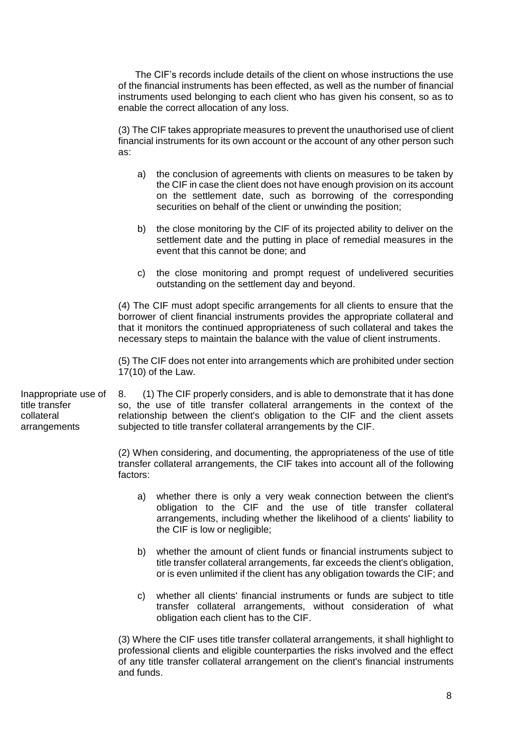The CIF's records include details of the client on whose instructions the use of the financial instruments has been effected, as well as the number of financial instruments used belonging to each client who has given his consent, so as to enable the correct allocation of any loss.

(3) The CIF takes appropriate measures to prevent the unauthorised use of client financial instruments for its own account or the account of any other person such as:

a) the conclusion of agreements with clients on measures to be taken by the CIF in case the client does not have enough provision on its account on the settlement date, such as borrowing of the corresponding securities on behalf of the client or unwinding the position;

b) the close monitoring by the CIF of its projected ability to deliver on the settlement date and the putting in place of remedial measures in the event that this cannot be done; and

c) the close monitoring and prompt request of undelivered securities outstanding on the settlement day and beyond.

(4) The CIF must adopt specific arrangements for all clients to ensure that the borrower of client financial instruments provides the appropriate collateral and that it monitors the continued appropriateness of such collateral and takes the necessary steps to maintain the balance with the value of client instruments.

(5) The CIF does not enter into arrangements which are prohibited under section 17(10) of the Law.

**Inappropriate use of title transfer collateral arrangements**

8. (1) The CIF properly considers, and is able to demonstrate that it has done so, the use of title transfer collateral arrangements in the context of the relationship between the client's obligation to the CIF and the client assets subjected to title transfer collateral arrangements by the CIF.

(2) When considering, and documenting, the appropriateness of the use of title transfer collateral arrangements, the CIF takes into account all of the following factors:

a) whether there is only a very weak connection between the client's obligation to the CIF and the use of title transfer collateral arrangements, including whether the likelihood of a clients' liability to the CIF is low or negligible;

b) whether the amount of client funds or financial instruments subject to title transfer collateral arrangements, far exceeds the client's obligation, or is even unlimited if the client has any obligation towards the CIF; and

c) whether all clients' financial instruments or funds are subject to title transfer collateral arrangements, without consideration of what obligation each client has to the CIF.

(3) Where the CIF uses title transfer collateral arrangements, it shall highlight to professional clients and eligible counterparties the risks involved and the effect of any title transfer collateral arrangement on the client's financial instruments and funds.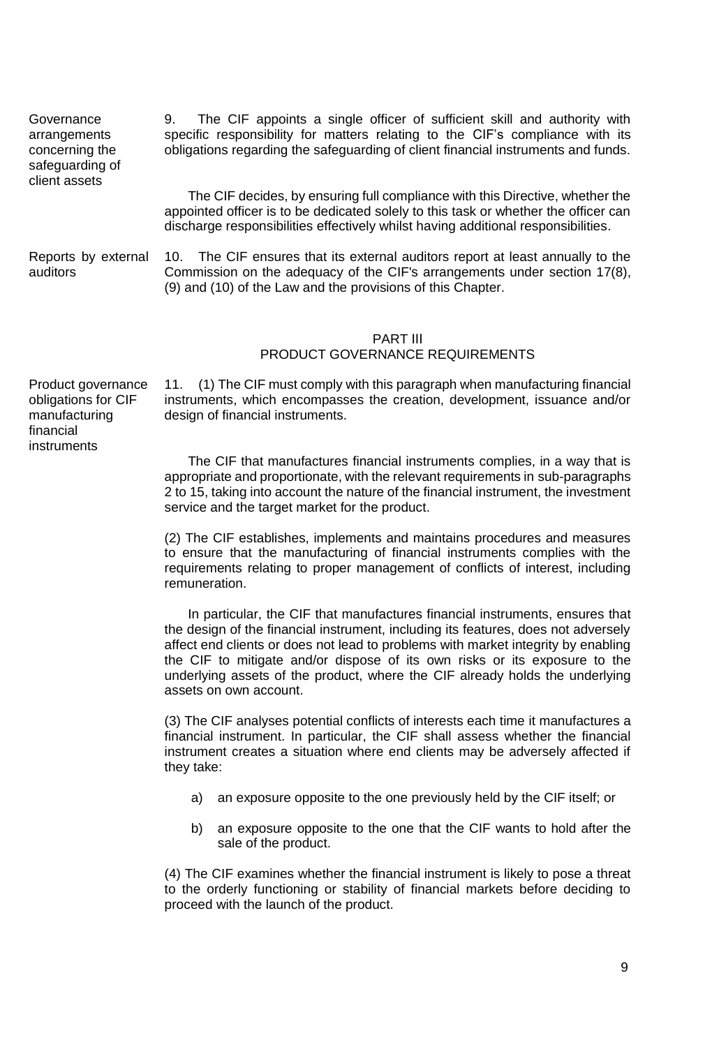**Governance arrangements concerning the safeguarding of client assets**

9. The CIF appoints a single officer of sufficient skill and authority with specific responsibility for matters relating to the CIF's compliance with its obligations regarding the safeguarding of client financial instruments and funds.

The CIF decides, by ensuring full compliance with this Directive, whether the appointed officer is to be dedicated solely to this task or whether the officer can discharge responsibilities effectively whilst having additional responsibilities.

**Reports by external auditors**

10. The CIF ensures that its external auditors report at least annually to the Commission on the adequacy of the CIF's arrangements under section 17(8), (9) and (10) of the Law and the provisions of this Chapter.

## PART III
## PRODUCT GOVERNANCE REQUIREMENTS

**Product governance obligations for CIF manufacturing financial instruments**

11. (1) The CIF must comply with this paragraph when manufacturing financial instruments, which encompasses the creation, development, issuance and/or design of financial instruments.

The CIF that manufactures financial instruments complies, in a way that is appropriate and proportionate, with the relevant requirements in sub-paragraphs 2 to 15, taking into account the nature of the financial instrument, the investment service and the target market for the product.

(2) The CIF establishes, implements and maintains procedures and measures to ensure that the manufacturing of financial instruments complies with the requirements relating to proper management of conflicts of interest, including remuneration.

In particular, the CIF that manufactures financial instruments, ensures that the design of the financial instrument, including its features, does not adversely affect end clients or does not lead to problems with market integrity by enabling the CIF to mitigate and/or dispose of its own risks or its exposure to the underlying assets of the product, where the CIF already holds the underlying assets on own account.

(3) The CIF analyses potential conflicts of interests each time it manufactures a financial instrument. In particular, the CIF shall assess whether the financial instrument creates a situation where end clients may be adversely affected if they take:

a) an exposure opposite to the one previously held by the CIF itself; or

b) an exposure opposite to the one that the CIF wants to hold after the sale of the product.

(4) The CIF examines whether the financial instrument is likely to pose a threat to the orderly functioning or stability of financial markets before deciding to proceed with the launch of the product.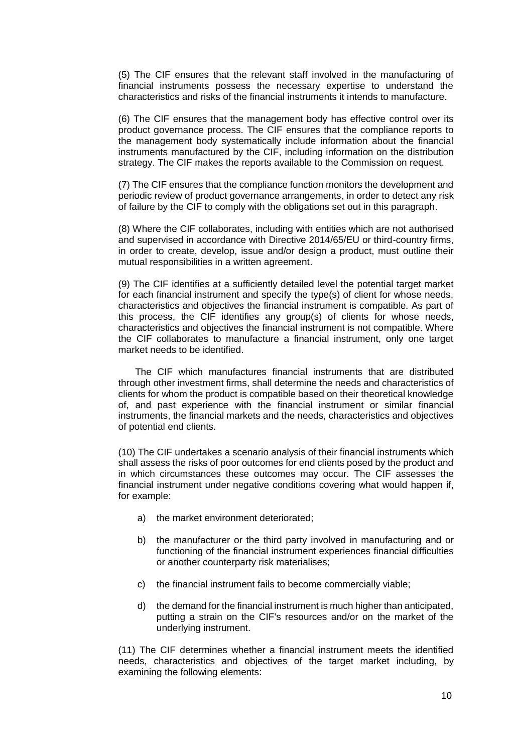(5) The CIF ensures that the relevant staff involved in the manufacturing of financial instruments possess the necessary expertise to understand the characteristics and risks of the financial instruments it intends to manufacture.

(6) The CIF ensures that the management body has effective control over its product governance process. The CIF ensures that the compliance reports to the management body systematically include information about the financial instruments manufactured by the CIF, including information on the distribution strategy. The CIF makes the reports available to the Commission on request.

(7) The CIF ensures that the compliance function monitors the development and periodic review of product governance arrangements, in order to detect any risk of failure by the CIF to comply with the obligations set out in this paragraph.

(8) Where the CIF collaborates, including with entities which are not authorised and supervised in accordance with Directive 2014/65/EU or third-country firms, in order to create, develop, issue and/or design a product, must outline their mutual responsibilities in a written agreement.

(9) The CIF identifies at a sufficiently detailed level the potential target market for each financial instrument and specify the type(s) of client for whose needs, characteristics and objectives the financial instrument is compatible. As part of this process, the CIF identifies any group(s) of clients for whose needs, characteristics and objectives the financial instrument is not compatible. Where the CIF collaborates to manufacture a financial instrument, only one target market needs to be identified.

The CIF which manufactures financial instruments that are distributed through other investment firms, shall determine the needs and characteristics of clients for whom the product is compatible based on their theoretical knowledge of, and past experience with the financial instrument or similar financial instruments, the financial markets and the needs, characteristics and objectives of potential end clients.

(10) The CIF undertakes a scenario analysis of their financial instruments which shall assess the risks of poor outcomes for end clients posed by the product and in which circumstances these outcomes may occur. The CIF assesses the financial instrument under negative conditions covering what would happen if, for example:

a) the market environment deteriorated;

b) the manufacturer or the third party involved in manufacturing and or functioning of the financial instrument experiences financial difficulties or another counterparty risk materialises;

c) the financial instrument fails to become commercially viable;

d) the demand for the financial instrument is much higher than anticipated, putting a strain on the CIF's resources and/or on the market of the underlying instrument.

(11) The CIF determines whether a financial instrument meets the identified needs, characteristics and objectives of the target market including, by examining the following elements: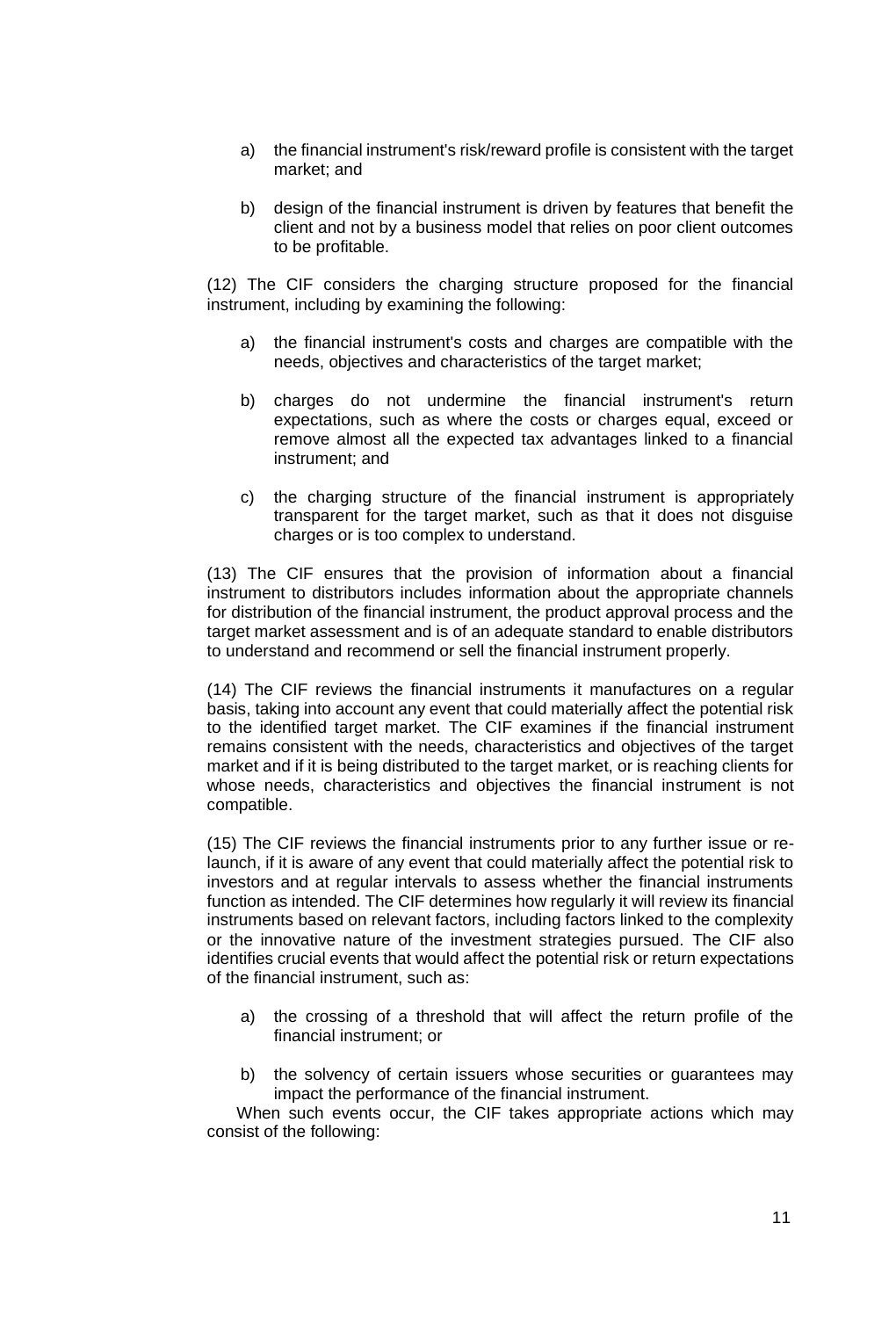a) the financial instrument's risk/reward profile is consistent with the target market; and

b) design of the financial instrument is driven by features that benefit the client and not by a business model that relies on poor client outcomes to be profitable.

(12) The CIF considers the charging structure proposed for the financial instrument, including by examining the following:

a) the financial instrument's costs and charges are compatible with the needs, objectives and characteristics of the target market;

b) charges do not undermine the financial instrument's return expectations, such as where the costs or charges equal, exceed or remove almost all the expected tax advantages linked to a financial instrument; and

c) the charging structure of the financial instrument is appropriately transparent for the target market, such as that it does not disguise charges or is too complex to understand.

(13) The CIF ensures that the provision of information about a financial instrument to distributors includes information about the appropriate channels for distribution of the financial instrument, the product approval process and the target market assessment and is of an adequate standard to enable distributors to understand and recommend or sell the financial instrument properly.

(14) The CIF reviews the financial instruments it manufactures on a regular basis, taking into account any event that could materially affect the potential risk to the identified target market. The CIF examines if the financial instrument remains consistent with the needs, characteristics and objectives of the target market and if it is being distributed to the target market, or is reaching clients for whose needs, characteristics and objectives the financial instrument is not compatible.

(15) The CIF reviews the financial instruments prior to any further issue or re-launch, if it is aware of any event that could materially affect the potential risk to investors and at regular intervals to assess whether the financial instruments function as intended. The CIF determines how regularly it will review its financial instruments based on relevant factors, including factors linked to the complexity or the innovative nature of the investment strategies pursued. The CIF also identifies crucial events that would affect the potential risk or return expectations of the financial instrument, such as:

a) the crossing of a threshold that will affect the return profile of the financial instrument; or

b) the solvency of certain issuers whose securities or guarantees may impact the performance of the financial instrument.

When such events occur, the CIF takes appropriate actions which may consist of the following: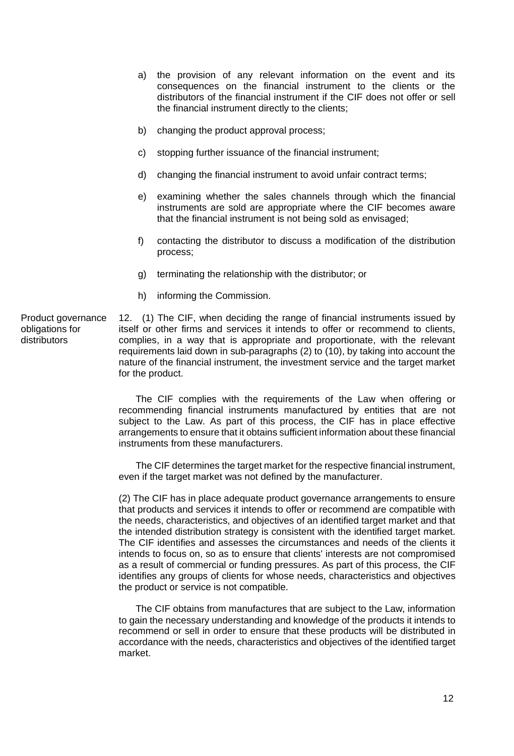a) the provision of any relevant information on the event and its consequences on the financial instrument to the clients or the distributors of the financial instrument if the CIF does not offer or sell the financial instrument directly to the clients;

b) changing the product approval process;

c) stopping further issuance of the financial instrument;

d) changing the financial instrument to avoid unfair contract terms;

e) examining whether the sales channels through which the financial instruments are sold are appropriate where the CIF becomes aware that the financial instrument is not being sold as envisaged;

f) contacting the distributor to discuss a modification of the distribution process;

g) terminating the relationship with the distributor; or

h) informing the Commission.

**Product governance obligations for distributors**

12. (1) The CIF, when deciding the range of financial instruments issued by itself or other firms and services it intends to offer or recommend to clients, complies, in a way that is appropriate and proportionate, with the relevant requirements laid down in sub-paragraphs (2) to (10), by taking into account the nature of the financial instrument, the investment service and the target market for the product.

The CIF complies with the requirements of the Law when offering or recommending financial instruments manufactured by entities that are not subject to the Law. As part of this process, the CIF has in place effective arrangements to ensure that it obtains sufficient information about these financial instruments from these manufacturers.

The CIF determines the target market for the respective financial instrument, even if the target market was not defined by the manufacturer.

(2) The CIF has in place adequate product governance arrangements to ensure that products and services it intends to offer or recommend are compatible with the needs, characteristics, and objectives of an identified target market and that the intended distribution strategy is consistent with the identified target market. The CIF identifies and assesses the circumstances and needs of the clients it intends to focus on, so as to ensure that clients' interests are not compromised as a result of commercial or funding pressures. As part of this process, the CIF identifies any groups of clients for whose needs, characteristics and objectives the product or service is not compatible.

The CIF obtains from manufactures that are subject to the Law, information to gain the necessary understanding and knowledge of the products it intends to recommend or sell in order to ensure that these products will be distributed in accordance with the needs, characteristics and objectives of the identified target market.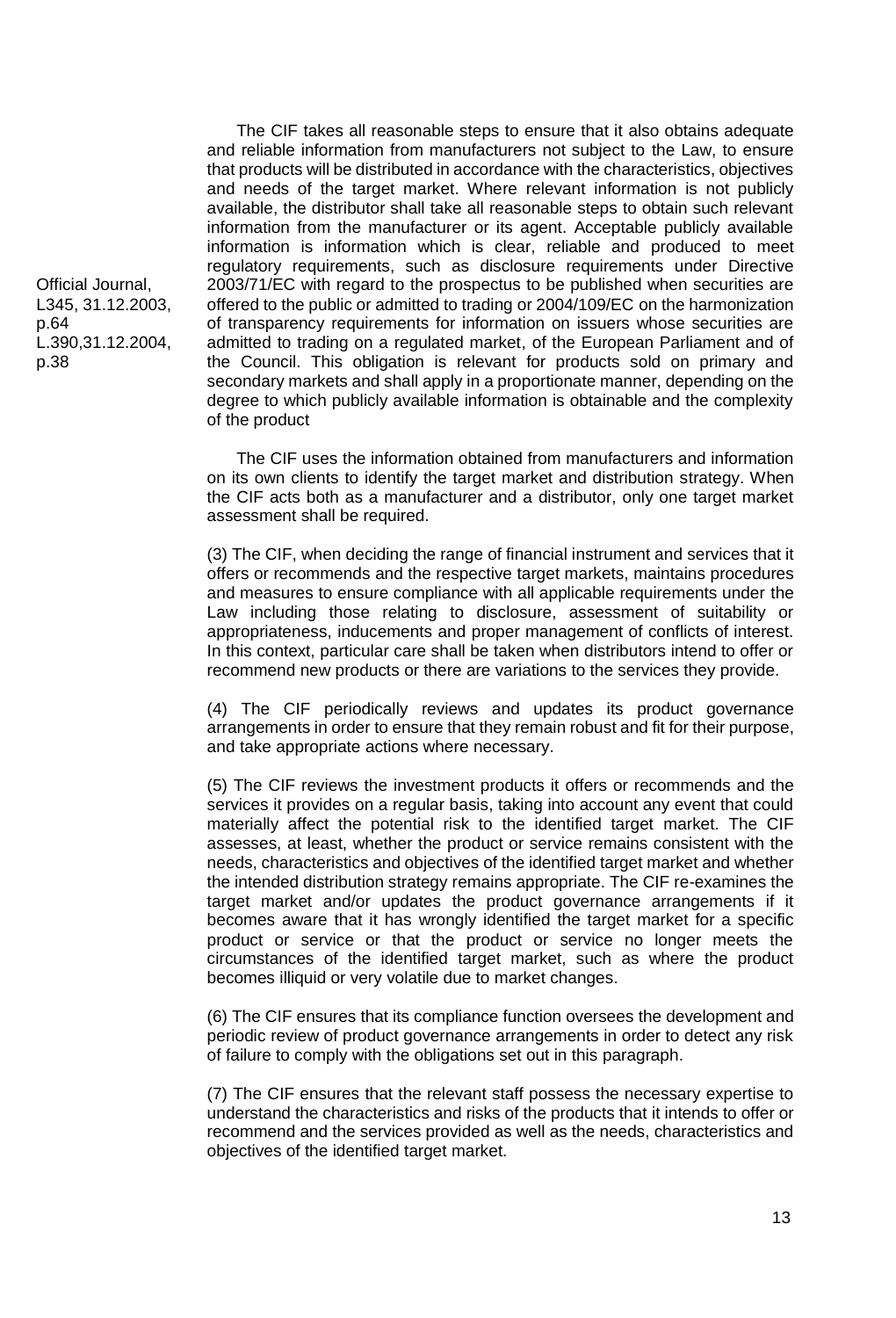The CIF takes all reasonable steps to ensure that it also obtains adequate and reliable information from manufacturers not subject to the Law, to ensure that products will be distributed in accordance with the characteristics, objectives and needs of the target market. Where relevant information is not publicly available, the distributor shall take all reasonable steps to obtain such relevant information from the manufacturer or its agent. Acceptable publicly available information is information which is clear, reliable and produced to meet regulatory requirements, such as disclosure requirements under Directive 2003/71/EC with regard to the prospectus to be published when securities are offered to the public or admitted to trading or 2004/109/EC on the harmonization of transparency requirements for information on issuers whose securities are admitted to trading on a regulated market, of the European Parliament and of the Council. This obligation is relevant for products sold on primary and secondary markets and shall apply in a proportionate manner, depending on the degree to which publicly available information is obtainable and the complexity of the product

Official Journal, L345, 31.12.2003, p.64 L.390,31.12.2004, p.38

The CIF uses the information obtained from manufacturers and information on its own clients to identify the target market and distribution strategy. When the CIF acts both as a manufacturer and a distributor, only one target market assessment shall be required.

(3) The CIF, when deciding the range of financial instrument and services that it offers or recommends and the respective target markets, maintains procedures and measures to ensure compliance with all applicable requirements under the Law including those relating to disclosure, assessment of suitability or appropriateness, inducements and proper management of conflicts of interest. In this context, particular care shall be taken when distributors intend to offer or recommend new products or there are variations to the services they provide.

(4) The CIF periodically reviews and updates its product governance arrangements in order to ensure that they remain robust and fit for their purpose, and take appropriate actions where necessary.

(5) The CIF reviews the investment products it offers or recommends and the services it provides on a regular basis, taking into account any event that could materially affect the potential risk to the identified target market. The CIF assesses, at least, whether the product or service remains consistent with the needs, characteristics and objectives of the identified target market and whether the intended distribution strategy remains appropriate. The CIF re-examines the target market and/or updates the product governance arrangements if it becomes aware that it has wrongly identified the target market for a specific product or service or that the product or service no longer meets the circumstances of the identified target market, such as where the product becomes illiquid or very volatile due to market changes.

(6) The CIF ensures that its compliance function oversees the development and periodic review of product governance arrangements in order to detect any risk of failure to comply with the obligations set out in this paragraph.

(7) The CIF ensures that the relevant staff possess the necessary expertise to understand the characteristics and risks of the products that it intends to offer or recommend and the services provided as well as the needs, characteristics and objectives of the identified target market.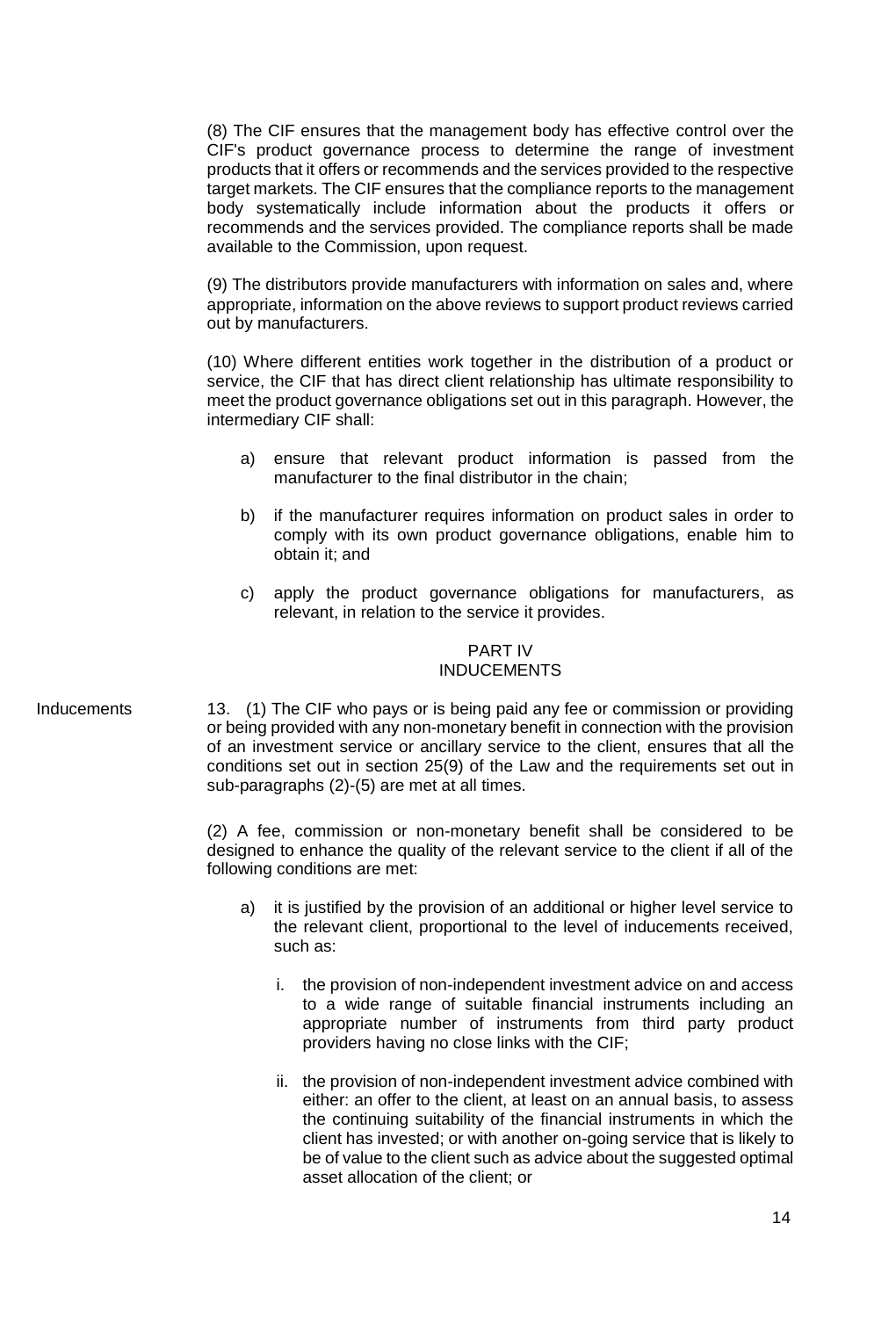(8) The CIF ensures that the management body has effective control over the CIF's product governance process to determine the range of investment products that it offers or recommends and the services provided to the respective target markets. The CIF ensures that the compliance reports to the management body systematically include information about the products it offers or recommends and the services provided. The compliance reports shall be made available to the Commission, upon request.

(9) The distributors provide manufacturers with information on sales and, where appropriate, information on the above reviews to support product reviews carried out by manufacturers.

(10) Where different entities work together in the distribution of a product or service, the CIF that has direct client relationship has ultimate responsibility to meet the product governance obligations set out in this paragraph. However, the intermediary CIF shall:

a) ensure that relevant product information is passed from the manufacturer to the final distributor in the chain;

b) if the manufacturer requires information on product sales in order to comply with its own product governance obligations, enable him to obtain it; and

c) apply the product governance obligations for manufacturers, as relevant, in relation to the service it provides.

## PART IV
## INDUCEMENTS

Inducements

13. (1) The CIF who pays or is being paid any fee or commission or providing or being provided with any non-monetary benefit in connection with the provision of an investment service or ancillary service to the client, ensures that all the conditions set out in section 25(9) of the Law and the requirements set out in sub-paragraphs (2)-(5) are met at all times.

(2) A fee, commission or non-monetary benefit shall be considered to be designed to enhance the quality of the relevant service to the client if all of the following conditions are met:

a) it is justified by the provision of an additional or higher level service to the relevant client, proportional to the level of inducements received, such as:

   i. the provision of non-independent investment advice on and access to a wide range of suitable financial instruments including an appropriate number of instruments from third party product providers having no close links with the CIF;

   ii. the provision of non-independent investment advice combined with either: an offer to the client, at least on an annual basis, to assess the continuing suitability of the financial instruments in which the client has invested; or with another on-going service that is likely to be of value to the client such as advice about the suggested optimal asset allocation of the client; or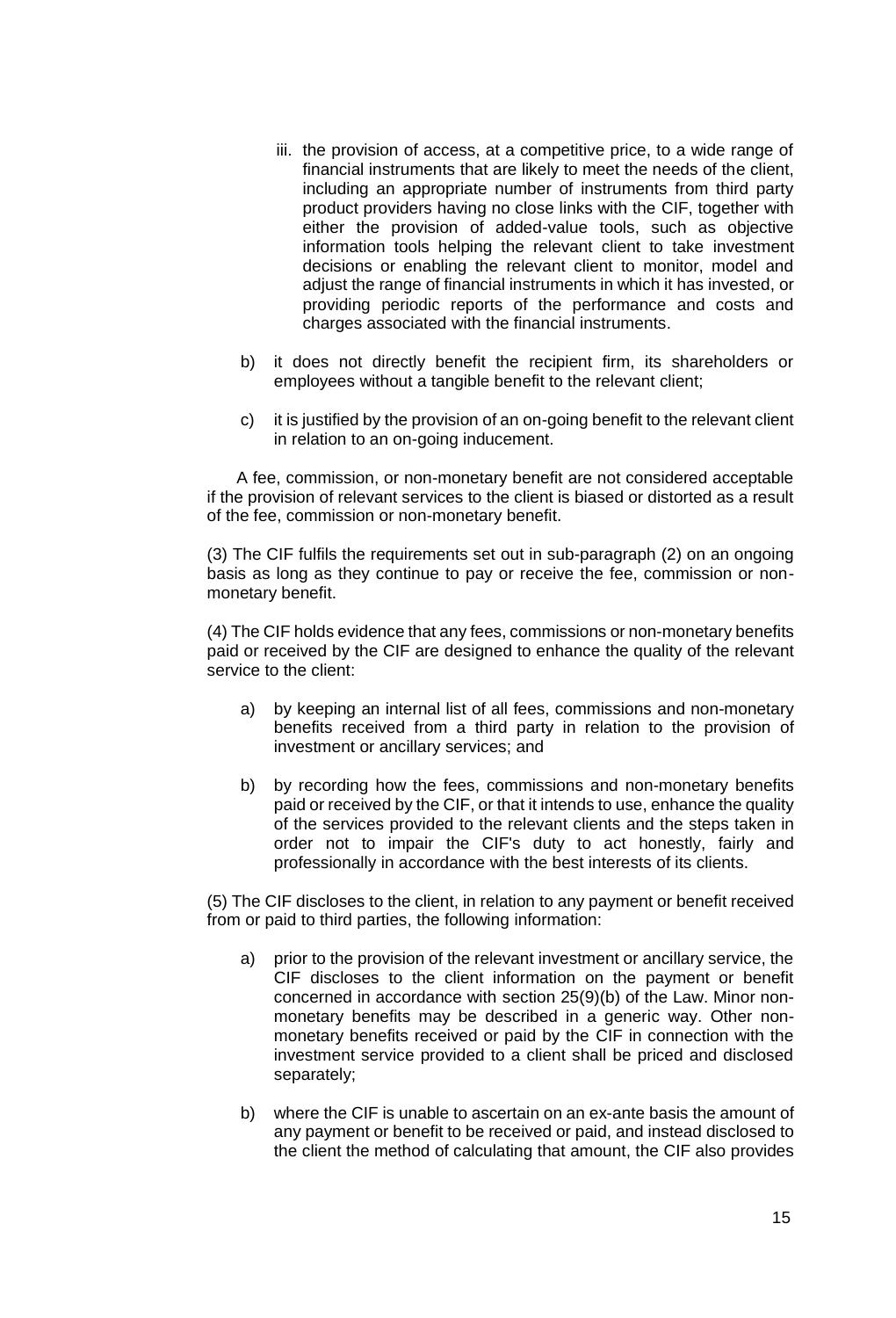iii. the provision of access, at a competitive price, to a wide range of financial instruments that are likely to meet the needs of the client, including an appropriate number of instruments from third party product providers having no close links with the CIF, together with either the provision of added-value tools, such as objective information tools helping the relevant client to take investment decisions or enabling the relevant client to monitor, model and adjust the range of financial instruments in which it has invested, or providing periodic reports of the performance and costs and charges associated with the financial instruments.

b) it does not directly benefit the recipient firm, its shareholders or employees without a tangible benefit to the relevant client;

c) it is justified by the provision of an on-going benefit to the relevant client in relation to an on-going inducement.

A fee, commission, or non-monetary benefit are not considered acceptable if the provision of relevant services to the client is biased or distorted as a result of the fee, commission or non-monetary benefit.

(3) The CIF fulfils the requirements set out in sub-paragraph (2) on an ongoing basis as long as they continue to pay or receive the fee, commission or non-monetary benefit.

(4) The CIF holds evidence that any fees, commissions or non-monetary benefits paid or received by the CIF are designed to enhance the quality of the relevant service to the client:

a) by keeping an internal list of all fees, commissions and non-monetary benefits received from a third party in relation to the provision of investment or ancillary services; and

b) by recording how the fees, commissions and non-monetary benefits paid or received by the CIF, or that it intends to use, enhance the quality of the services provided to the relevant clients and the steps taken in order not to impair the CIF's duty to act honestly, fairly and professionally in accordance with the best interests of its clients.

(5) The CIF discloses to the client, in relation to any payment or benefit received from or paid to third parties, the following information:

a) prior to the provision of the relevant investment or ancillary service, the CIF discloses to the client information on the payment or benefit concerned in accordance with section 25(9)(b) of the Law. Minor non-monetary benefits may be described in a generic way. Other non-monetary benefits received or paid by the CIF in connection with the investment service provided to a client shall be priced and disclosed separately;

b) where the CIF is unable to ascertain on an ex-ante basis the amount of any payment or benefit to be received or paid, and instead disclosed to the client the method of calculating that amount, the CIF also provides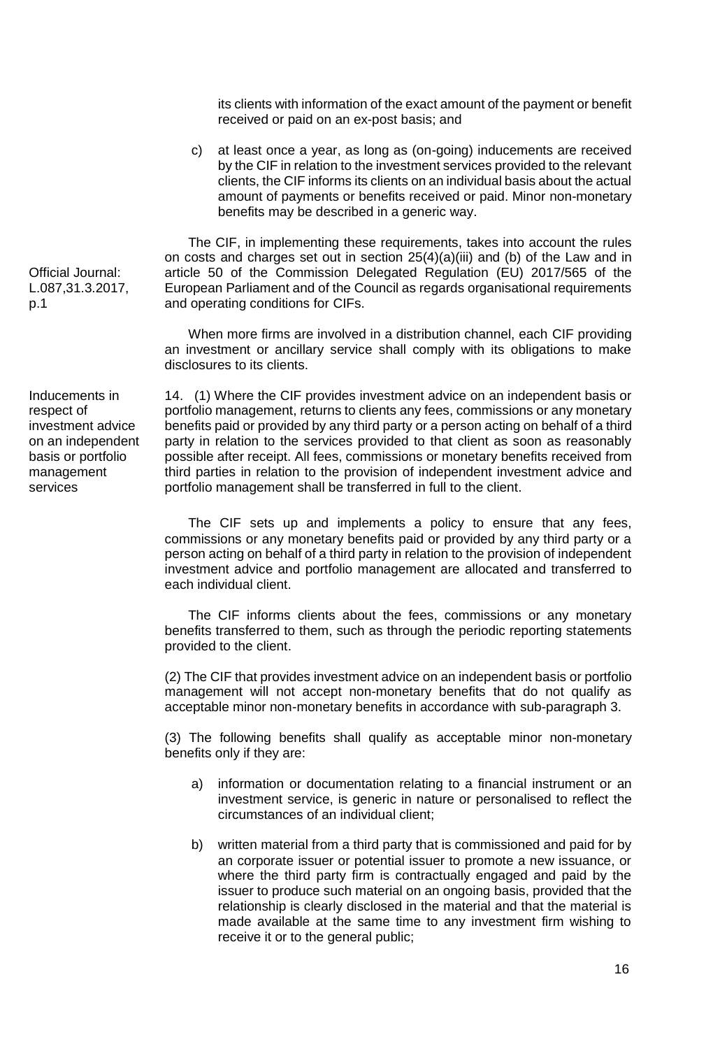its clients with information of the exact amount of the payment or benefit received or paid on an ex-post basis; and

c) at least once a year, as long as (on-going) inducements are received by the CIF in relation to the investment services provided to the relevant clients, the CIF informs its clients on an individual basis about the actual amount of payments or benefits received or paid. Minor non-monetary benefits may be described in a generic way.

Official Journal: L.087,31.3.2017, p.1

The CIF, in implementing these requirements, takes into account the rules on costs and charges set out in section 25(4)(a)(iii) and (b) of the Law and in article 50 of the Commission Delegated Regulation (EU) 2017/565 of the European Parliament and of the Council as regards organisational requirements and operating conditions for CIFs.

When more firms are involved in a distribution channel, each CIF providing an investment or ancillary service shall comply with its obligations to make disclosures to its clients.

**Inducements in respect of investment advice on an independent basis or portfolio management services**

14. (1) Where the CIF provides investment advice on an independent basis or portfolio management, returns to clients any fees, commissions or any monetary benefits paid or provided by any third party or a person acting on behalf of a third party in relation to the services provided to that client as soon as reasonably possible after receipt. All fees, commissions or monetary benefits received from third parties in relation to the provision of independent investment advice and portfolio management shall be transferred in full to the client.

The CIF sets up and implements a policy to ensure that any fees, commissions or any monetary benefits paid or provided by any third party or a person acting on behalf of a third party in relation to the provision of independent investment advice and portfolio management are allocated and transferred to each individual client.

The CIF informs clients about the fees, commissions or any monetary benefits transferred to them, such as through the periodic reporting statements provided to the client.

(2) The CIF that provides investment advice on an independent basis or portfolio management will not accept non-monetary benefits that do not qualify as acceptable minor non-monetary benefits in accordance with sub-paragraph 3.

(3) The following benefits shall qualify as acceptable minor non-monetary benefits only if they are:

a) information or documentation relating to a financial instrument or an investment service, is generic in nature or personalised to reflect the circumstances of an individual client;

b) written material from a third party that is commissioned and paid for by an corporate issuer or potential issuer to promote a new issuance, or where the third party firm is contractually engaged and paid by the issuer to produce such material on an ongoing basis, provided that the relationship is clearly disclosed in the material and that the material is made available at the same time to any investment firm wishing to receive it or to the general public;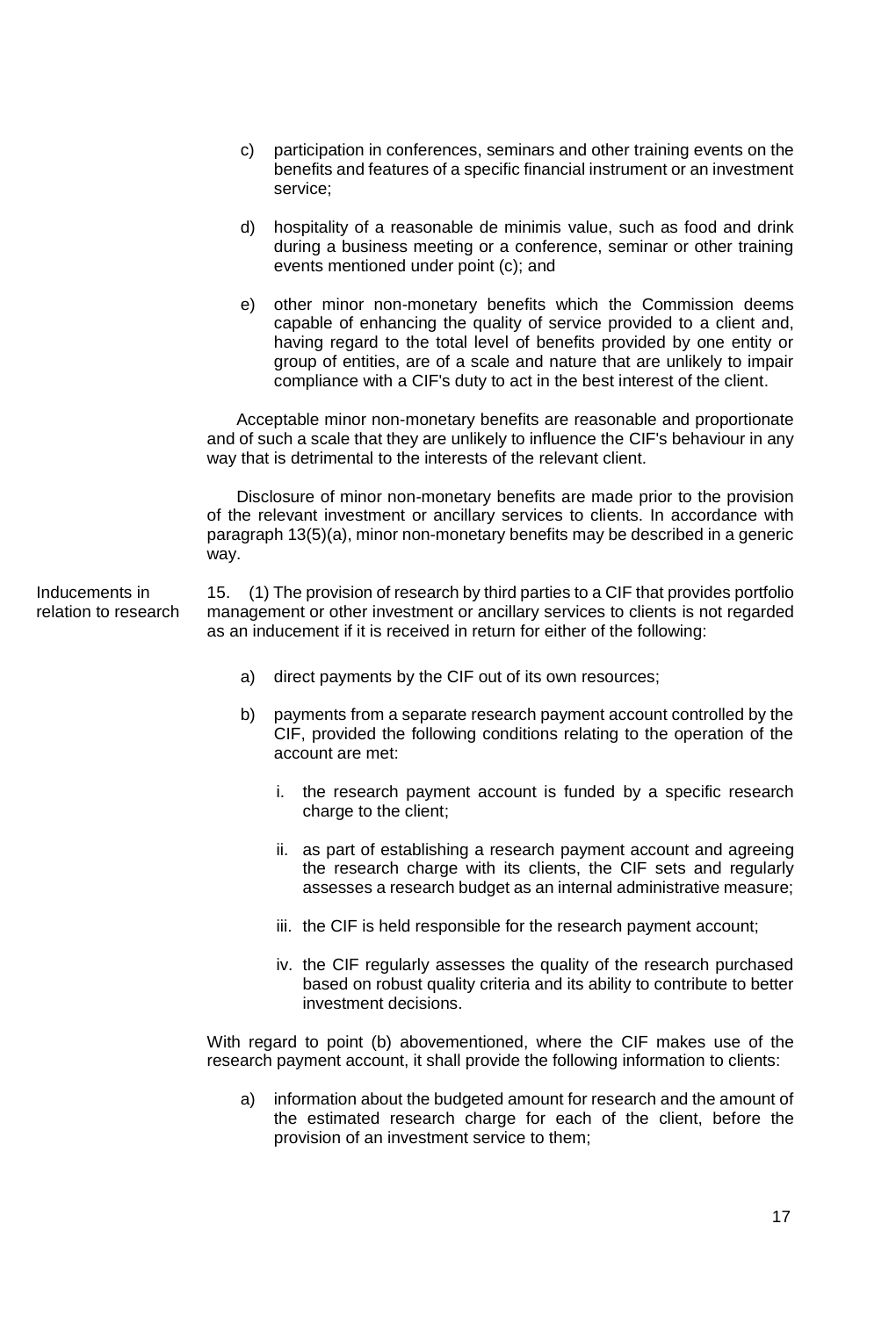c) participation in conferences, seminars and other training events on the benefits and features of a specific financial instrument or an investment service;

d) hospitality of a reasonable de minimis value, such as food and drink during a business meeting or a conference, seminar or other training events mentioned under point (c); and

e) other minor non-monetary benefits which the Commission deems capable of enhancing the quality of service provided to a client and, having regard to the total level of benefits provided by one entity or group of entities, are of a scale and nature that are unlikely to impair compliance with a CIF's duty to act in the best interest of the client.

Acceptable minor non-monetary benefits are reasonable and proportionate and of such a scale that they are unlikely to influence the CIF's behaviour in any way that is detrimental to the interests of the relevant client.

Disclosure of minor non-monetary benefits are made prior to the provision of the relevant investment or ancillary services to clients. In accordance with paragraph 13(5)(a), minor non-monetary benefits may be described in a generic way.

**Inducements in relation to research**

15. (1) The provision of research by third parties to a CIF that provides portfolio management or other investment or ancillary services to clients is not regarded as an inducement if it is received in return for either of the following:

a) direct payments by the CIF out of its own resources;

b) payments from a separate research payment account controlled by the CIF, provided the following conditions relating to the operation of the account are met:

   i. the research payment account is funded by a specific research charge to the client;

   ii. as part of establishing a research payment account and agreeing the research charge with its clients, the CIF sets and regularly assesses a research budget as an internal administrative measure;

   iii. the CIF is held responsible for the research payment account;

   iv. the CIF regularly assesses the quality of the research purchased based on robust quality criteria and its ability to contribute to better investment decisions.

With regard to point (b) abovementioned, where the CIF makes use of the research payment account, it shall provide the following information to clients:

a) information about the budgeted amount for research and the amount of the estimated research charge for each of the client, before the provision of an investment service to them;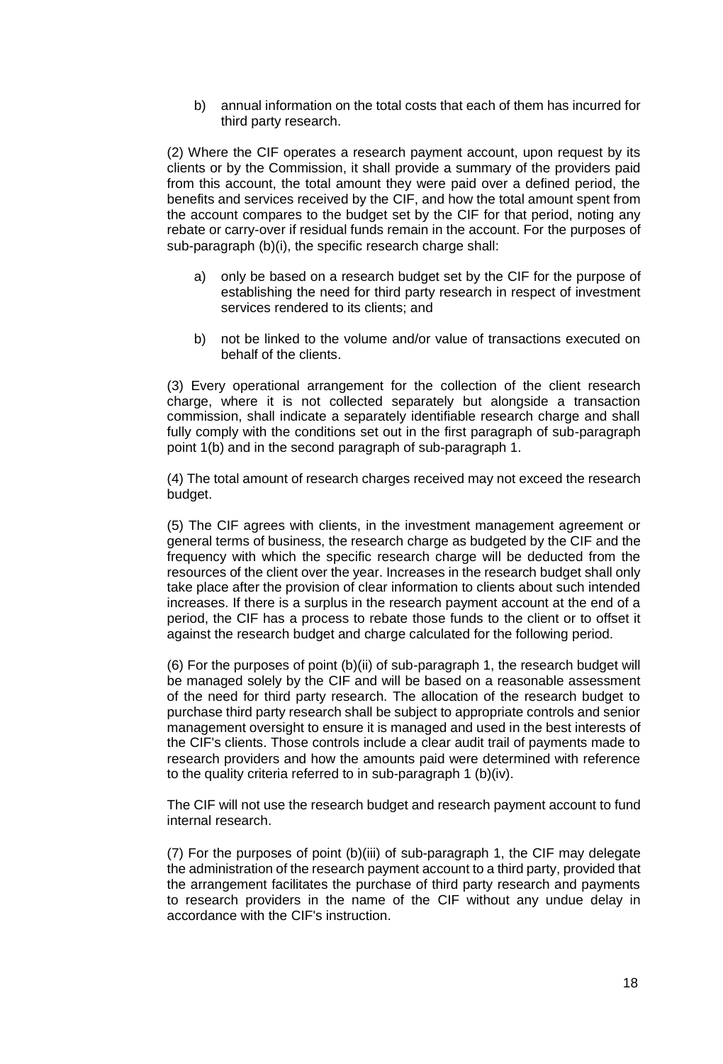b) annual information on the total costs that each of them has incurred for third party research.

(2) Where the CIF operates a research payment account, upon request by its clients or by the Commission, it shall provide a summary of the providers paid from this account, the total amount they were paid over a defined period, the benefits and services received by the CIF, and how the total amount spent from the account compares to the budget set by the CIF for that period, noting any rebate or carry-over if residual funds remain in the account. For the purposes of sub-paragraph (b)(i), the specific research charge shall:

a) only be based on a research budget set by the CIF for the purpose of establishing the need for third party research in respect of investment services rendered to its clients; and

b) not be linked to the volume and/or value of transactions executed on behalf of the clients.

(3) Every operational arrangement for the collection of the client research charge, where it is not collected separately but alongside a transaction commission, shall indicate a separately identifiable research charge and shall fully comply with the conditions set out in the first paragraph of sub-paragraph point 1(b) and in the second paragraph of sub-paragraph 1.

(4) The total amount of research charges received may not exceed the research budget.

(5) The CIF agrees with clients, in the investment management agreement or general terms of business, the research charge as budgeted by the CIF and the frequency with which the specific research charge will be deducted from the resources of the client over the year. Increases in the research budget shall only take place after the provision of clear information to clients about such intended increases. If there is a surplus in the research payment account at the end of a period, the CIF has a process to rebate those funds to the client or to offset it against the research budget and charge calculated for the following period.

(6) For the purposes of point (b)(ii) of sub-paragraph 1, the research budget will be managed solely by the CIF and will be based on a reasonable assessment of the need for third party research. The allocation of the research budget to purchase third party research shall be subject to appropriate controls and senior management oversight to ensure it is managed and used in the best interests of the CIF's clients. Those controls include a clear audit trail of payments made to research providers and how the amounts paid were determined with reference to the quality criteria referred to in sub-paragraph 1 (b)(iv).

The CIF will not use the research budget and research payment account to fund internal research.

(7) For the purposes of point (b)(iii) of sub-paragraph 1, the CIF may delegate the administration of the research payment account to a third party, provided that the arrangement facilitates the purchase of third party research and payments to research providers in the name of the CIF without any undue delay in accordance with the CIF's instruction.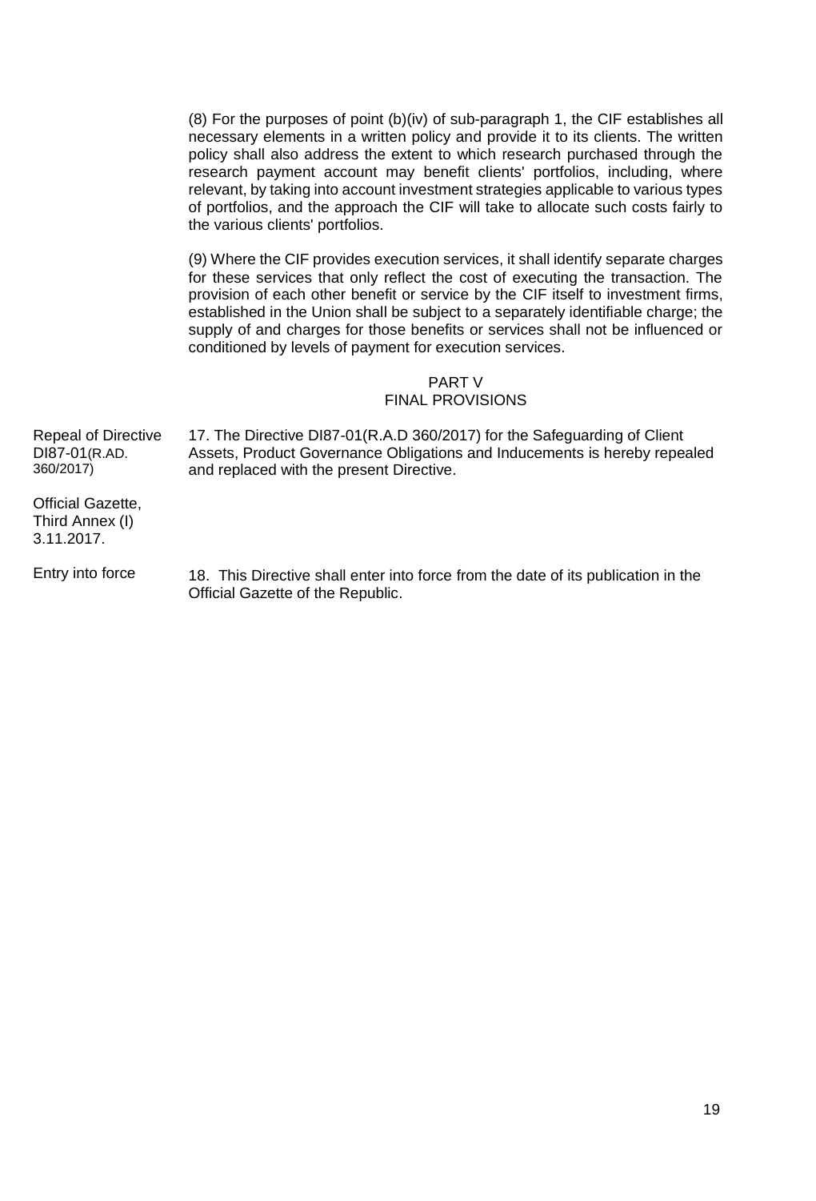(8) For the purposes of point (b)(iv) of sub-paragraph 1, the CIF establishes all necessary elements in a written policy and provide it to its clients. The written policy shall also address the extent to which research purchased through the research payment account may benefit clients' portfolios, including, where relevant, by taking into account investment strategies applicable to various types of portfolios, and the approach the CIF will take to allocate such costs fairly to the various clients' portfolios.

(9) Where the CIF provides execution services, it shall identify separate charges for these services that only reflect the cost of executing the transaction. The provision of each other benefit or service by the CIF itself to investment firms, established in the Union shall be subject to a separately identifiable charge; the supply of and charges for those benefits or services shall not be influenced or conditioned by levels of payment for execution services.

## PART V
## FINAL PROVISIONS

Repeal of Directive DI87-01(R.AD. 360/2017)

Official Gazette, Third Annex (I) 3.11.2017.

17. The Directive DI87-01(R.A.D 360/2017) for the Safeguarding of Client Assets, Product Governance Obligations and Inducements is hereby repealed and replaced with the present Directive.

Entry into force

18. This Directive shall enter into force from the date of its publication in the Official Gazette of the Republic.